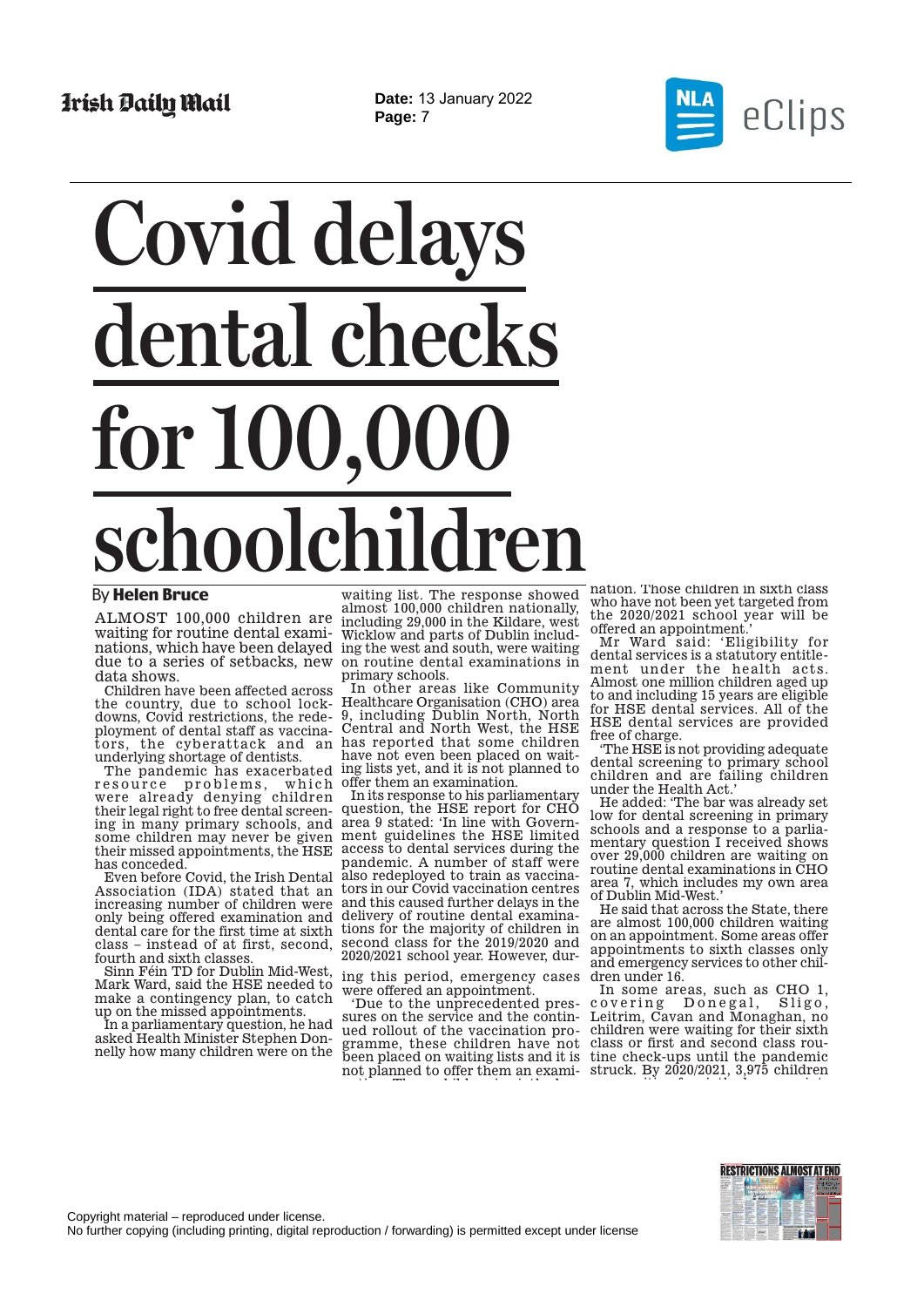# Covid delays dental checks for 100,000 schoolchildren

By **Helen Bruce**

ALMOST 100,000 children are waiting for routine dental examinations, which have been delayed due to a series of setbacks, new data shows.

Children have been affected across the country, due to school lockdowns, Covid restrictions, the redeployment of dental staff as vaccinators, the cyberattack and an underlying shortage of dentists.

The pandemic has exacerbated resource problems, which were already denying children their legal right to free dental screening in many primary schools, and some children may never be given their missed appointments, the HSE has conceded.

Even before Covid, the Irish Dental Association (IDA) stated that an increasing number of children were only being offered examination and dental care for the first time at sixth class – instead of at first, second, fourth and sixth classes.

Sinn Féin TD for Dublin Mid-West, Mark Ward, said the HSE needed to make a contingency plan, to catch up on the missed appointments.

In a parliamentary question, he had asked Health Minister Stephen Donnelly how many children were on the waiting list. The response showed almost 100,000 children nationally, including 29,000 in the Kildare, west Wicklow and parts of Dublin including the west and south, were waiting on routine dental examinations in primary schools.

In other areas like Community Healthcare Organisation (CHO) area 9, including Dublin North, North Central and North West, the HSE has reported that some children have not even been placed on waiting lists yet, and it is not planned to offer them an examination.

In its response to his parliamentary question, the HSE report for CHO area 9 stated: 'In line with Government guidelines the HSE limited access to dental services during the pandemic. A number of staff were also redeployed to train as vaccinators in our Covid vaccination centres and this caused further delays in the delivery of routine dental examinations for the majority of children in second class for the 2019/2020 and 2020/2021 school year. However, during this period, emergency cases were offered an appointment.

'Due to the unprecedented pressures on the service and the continued rollout of the vaccination programme, these children have not been placed on waiting lists and it is not planned to offer them an examination. Those children in sixth class who have not been yet targeted from the 2020/2021 school year will be offered an appointment.'

Mr Ward said: 'Eligibility for dental services is a statutory entitlement under the health acts. Almost one million children aged up to and including 15 years are eligible for HSE dental services. All of the HSE dental services are provided free of charge.

'The HSE is not providing adequate dental screening to primary school children and are failing children under the Health Act.'

He added: 'The bar was already set low for dental screening in primary schools and a response to a parliamentary question I received shows over 29,000 children are waiting on routine dental examinations in CHO area 7, which includes my own area of Dublin Mid-West.'

He said that across the State, there are almost 100,000 children waiting on an appointment. Some areas offer appointments to sixth classes only and emergency services to other children under 16.

In some areas, such as CHO 1, covering Donegal, Sligo, Leitrim, Cavan and Monaghan, no children were waiting for their sixth class or first and second class routine check-ups until the pandemic struck. By 2020/2021, 3,975 children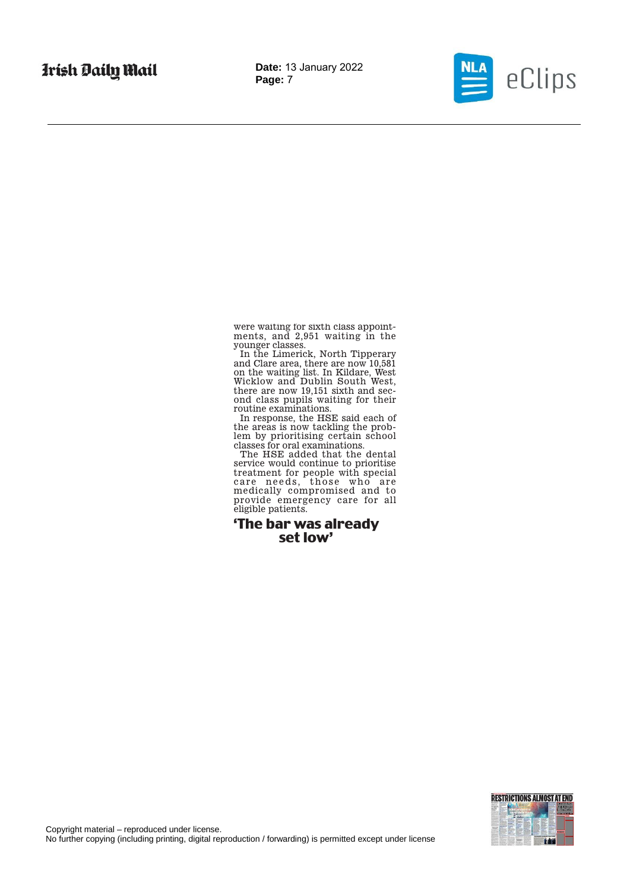were waiting for sixth class appointments, and 2,951 waiting in the younger classes.

In the Limerick, North Tipperary and Clare area, there are now 10,581 on the waiting list. In Kildare, West Wicklow and Dublin South West, there are now 19,151 sixth and second class pupils waiting for their routine examinations.

In response, the HSE said each of the areas is now tackling the problem by prioritising certain school classes for oral examinations.

The HSE added that the dental service would continue to prioritise treatment for people with special care needs, those who are medically compromised and to provide emergency care for all eligible patients.

## 'The bar was already set low'